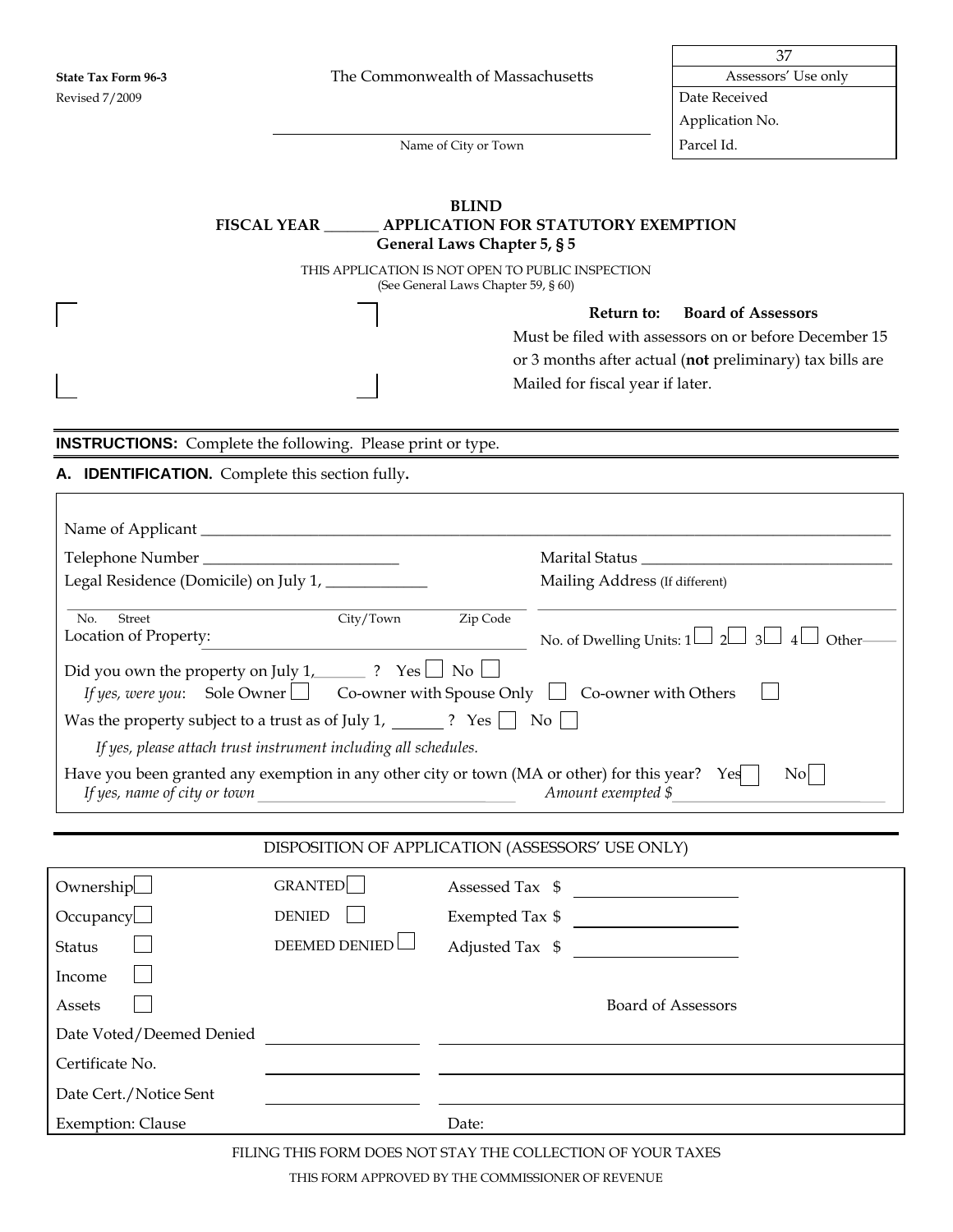State Tax Form 96-3
Revised 7/2009

The Commonwealth of Massachusetts

| 37 |
|---|
| Assessors' Use only |
| Date Received |
| Application No. |
| Parcel Id. |

_______________________________________
Name of City or Town

**BLIND**
**FISCAL YEAR _______ APPLICATION FOR STATUTORY EXEMPTION**
**General Laws Chapter 5, § 5**

THIS APPLICATION IS NOT OPEN TO PUBLIC INSPECTION
(See General Laws Chapter 59, § 60)

**Return to: Board of Assessors**
Must be filed with assessors on or before December 15 or 3 months after actual (**not** preliminary) tax bills are Mailed for fiscal year if later.

**INSTRUCTIONS:** Complete the following. Please print or type.

**A. IDENTIFICATION.** Complete this section fully**.**

Name of Applicant ____________________________________________

Telephone Number ________________________ Marital Status ______________________________

Legal Residence (Domicile) on July 1, _____________ Mailing Address (If different)

No. Street City/Town Zip Code
Location of Property: ______________________________ No. of Dwelling Units: 1 ☐ 2 ☐ 3 ☐ 4 ☐ Other____

Did you own the property on July 1,_______ ? Yes ☐ No ☐
*If yes, were you*: Sole Owner ☐ Co-owner with Spouse Only ☐ Co-owner with Others ☐

Was the property subject to a trust as of July 1, ______ ? Yes ☐ No ☐
*If yes, please attach trust instrument including all schedules.*

Have you been granted any exemption in any other city or town (MA or other) for this year? Yes ☐ No ☐
*If yes, name of city or town* ______________________________ *Amount exempted $*__________________________

DISPOSITION OF APPLICATION (ASSESSORS' USE ONLY)

| | | | |
|---|---|---|---|
| Ownership ☐ | GRANTED ☐ | Assessed Tax $ | __________ |
| Occupancy ☐ | DENIED ☐ | Exempted Tax $ | __________ |
| Status ☐ | DEEMED DENIED ☐ | Adjusted Tax $ | __________ |
| Income ☐ | | | |
| Assets ☐ | | | Board of Assessors |
| Date Voted/Deemed Denied | __________ | __________ | |
| Certificate No. | __________ | __________ | |
| Date Cert./Notice Sent | __________ | __________ | |
| Exemption: Clause | | Date: | |

FILING THIS FORM DOES NOT STAY THE COLLECTION OF YOUR TAXES

THIS FORM APPROVED BY THE COMMISSIONER OF REVENUE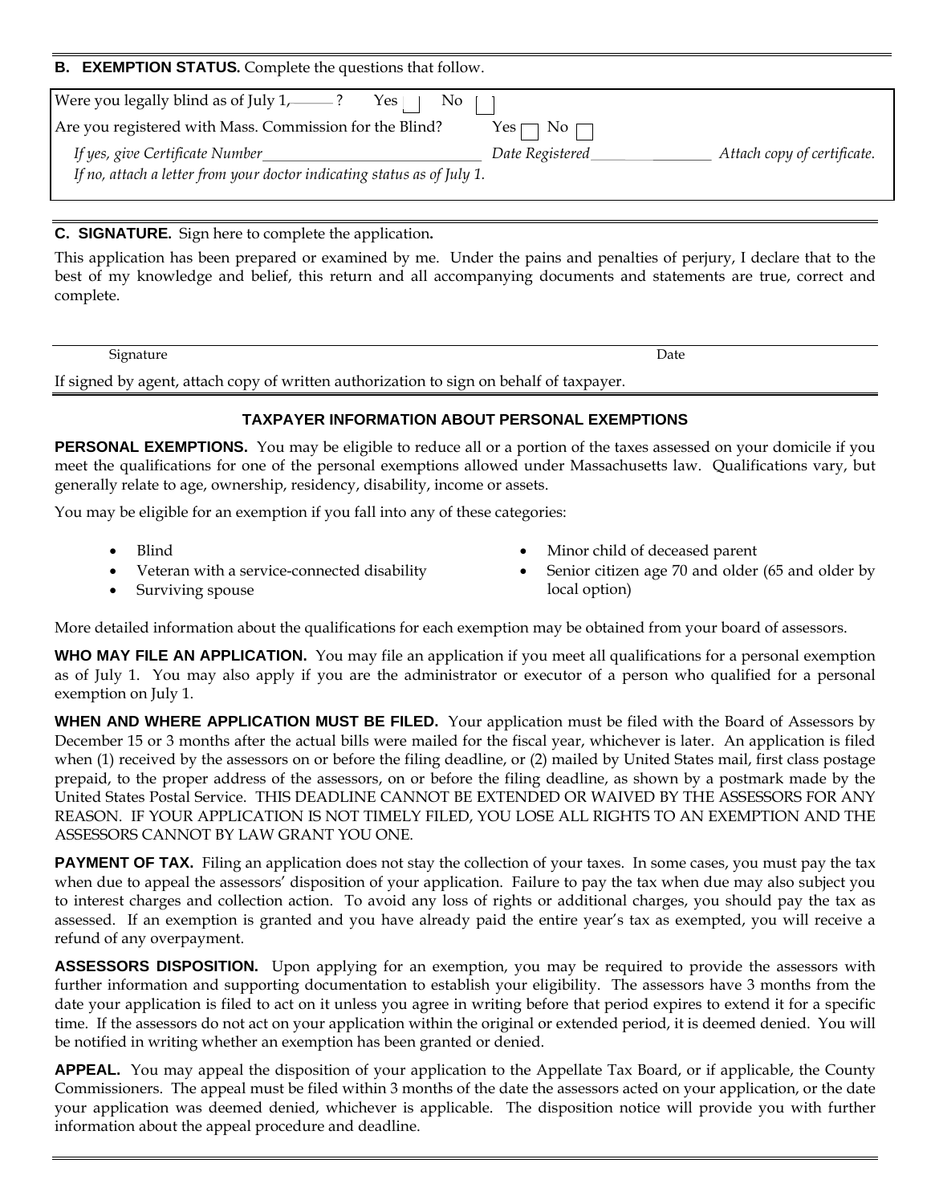**B. EXEMPTION STATUS.** Complete the questions that follow.

Were you legally blind as of July 1, ______ ? Yes ☐ No ☐

Are you registered with Mass. Commission for the Blind? Yes ☐ No ☐

*If yes, give Certificate Number* ____________________________ *Date Registered* ________________ *Attach copy of certificate.*

*If no, attach a letter from your doctor indicating status as of July 1.*

**C. SIGNATURE.** Sign here to complete the application**.**

This application has been prepared or examined by me. Under the pains and penalties of perjury, I declare that to the best of my knowledge and belief, this return and all accompanying documents and statements are true, correct and complete.

_______________________________________________________________________________

Signature Date

If signed by agent, attach copy of written authorization to sign on behalf of taxpayer.

### TAXPAYER INFORMATION ABOUT PERSONAL EXEMPTIONS

**PERSONAL EXEMPTIONS.** You may be eligible to reduce all or a portion of the taxes assessed on your domicile if you meet the qualifications for one of the personal exemptions allowed under Massachusetts law. Qualifications vary, but generally relate to age, ownership, residency, disability, income or assets.

You may be eligible for an exemption if you fall into any of these categories:

- Blind
- Veteran with a service-connected disability
- Surviving spouse
- Minor child of deceased parent
- Senior citizen age 70 and older (65 and older by local option)

More detailed information about the qualifications for each exemption may be obtained from your board of assessors.

**WHO MAY FILE AN APPLICATION.** You may file an application if you meet all qualifications for a personal exemption as of July 1. You may also apply if you are the administrator or executor of a person who qualified for a personal exemption on July 1.

**WHEN AND WHERE APPLICATION MUST BE FILED.** Your application must be filed with the Board of Assessors by December 15 or 3 months after the actual bills were mailed for the fiscal year, whichever is later. An application is filed when (1) received by the assessors on or before the filing deadline, or (2) mailed by United States mail, first class postage prepaid, to the proper address of the assessors, on or before the filing deadline, as shown by a postmark made by the United States Postal Service. THIS DEADLINE CANNOT BE EXTENDED OR WAIVED BY THE ASSESSORS FOR ANY REASON. IF YOUR APPLICATION IS NOT TIMELY FILED, YOU LOSE ALL RIGHTS TO AN EXEMPTION AND THE ASSESSORS CANNOT BY LAW GRANT YOU ONE.

**PAYMENT OF TAX.** Filing an application does not stay the collection of your taxes. In some cases, you must pay the tax when due to appeal the assessors' disposition of your application. Failure to pay the tax when due may also subject you to interest charges and collection action. To avoid any loss of rights or additional charges, you should pay the tax as assessed. If an exemption is granted and you have already paid the entire year's tax as exempted, you will receive a refund of any overpayment.

**ASSESSORS DISPOSITION.** Upon applying for an exemption, you may be required to provide the assessors with further information and supporting documentation to establish your eligibility. The assessors have 3 months from the date your application is filed to act on it unless you agree in writing before that period expires to extend it for a specific time. If the assessors do not act on your application within the original or extended period, it is deemed denied. You will be notified in writing whether an exemption has been granted or denied.

**APPEAL.** You may appeal the disposition of your application to the Appellate Tax Board, or if applicable, the County Commissioners. The appeal must be filed within 3 months of the date the assessors acted on your application, or the date your application was deemed denied, whichever is applicable. The disposition notice will provide you with further information about the appeal procedure and deadline.